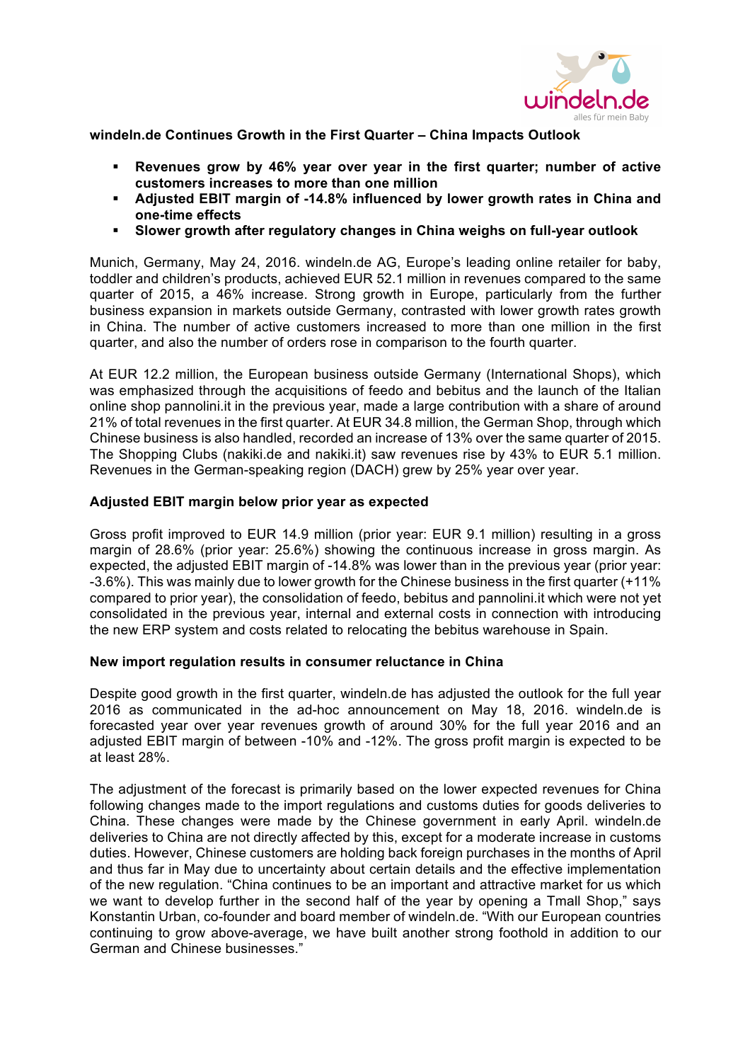**windeln.de Continues Growth in the First Quarter – China Impacts Outlook**

- **Revenues grow by 46% year over year in the first quarter; number of active customers increases to more than one million**
- **Adjusted EBIT margin of -14.8% influenced by lower growth rates in China and one-time effects**
- **Slower growth after regulatory changes in China weighs on full-year outlook**

Munich, Germany, May 24, 2016. windeln.de AG, Europe's leading online retailer for baby, toddler and children's products, achieved EUR 52.1 million in revenues compared to the same quarter of 2015, a 46% increase. Strong growth in Europe, particularly from the further business expansion in markets outside Germany, contrasted with lower growth rates growth in China. The number of active customers increased to more than one million in the first quarter, and also the number of orders rose in comparison to the fourth quarter.

At EUR 12.2 million, the European business outside Germany (International Shops), which was emphasized through the acquisitions of feedo and bebitus and the launch of the Italian online shop pannolini.it in the previous year, made a large contribution with a share of around 21% of total revenues in the first quarter. At EUR 34.8 million, the German Shop, through which Chinese business is also handled, recorded an increase of 13% over the same quarter of 2015. The Shopping Clubs (nakiki.de and nakiki.it) saw revenues rise by 43% to EUR 5.1 million. Revenues in the German-speaking region (DACH) grew by 25% year over year.

**Adjusted EBIT margin below prior year as expected**

Gross profit improved to EUR 14.9 million (prior year: EUR 9.1 million) resulting in a gross margin of 28.6% (prior year: 25.6%) showing the continuous increase in gross margin. As expected, the adjusted EBIT margin of -14.8% was lower than in the previous year (prior year: -3.6%). This was mainly due to lower growth for the Chinese business in the first quarter (+11% compared to prior year), the consolidation of feedo, bebitus and pannolini.it which were not yet consolidated in the previous year, internal and external costs in connection with introducing the new ERP system and costs related to relocating the bebitus warehouse in Spain.

**New import regulation results in consumer reluctance in China**

Despite good growth in the first quarter, windeln.de has adjusted the outlook for the full year 2016 as communicated in the ad-hoc announcement on May 18, 2016. windeln.de is forecasted year over year revenues growth of around 30% for the full year 2016 and an adjusted EBIT margin of between -10% and -12%. The gross profit margin is expected to be at least 28%.

The adjustment of the forecast is primarily based on the lower expected revenues for China following changes made to the import regulations and customs duties for goods deliveries to China. These changes were made by the Chinese government in early April. windeln.de deliveries to China are not directly affected by this, except for a moderate increase in customs duties. However, Chinese customers are holding back foreign purchases in the months of April and thus far in May due to uncertainty about certain details and the effective implementation of the new regulation. "China continues to be an important and attractive market for us which we want to develop further in the second half of the year by opening a Tmall Shop," says Konstantin Urban, co-founder and board member of windeln.de. "With our European countries continuing to grow above-average, we have built another strong foothold in addition to our German and Chinese businesses."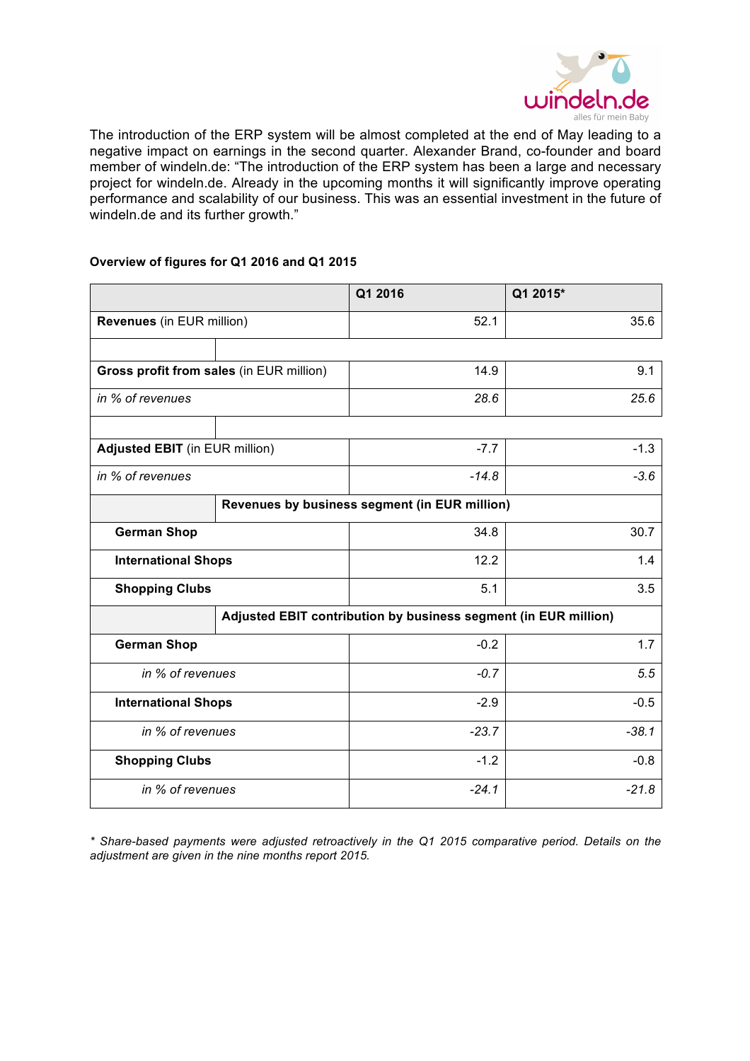The introduction of the ERP system will be almost completed at the end of May leading to a negative impact on earnings in the second quarter. Alexander Brand, co-founder and board member of windeln.de: "The introduction of the ERP system has been a large and necessary project for windeln.de. Already in the upcoming months it will significantly improve operating performance and scalability of our business. This was an essential investment in the future of windeln.de and its further growth."

**Overview of figures for Q1 2016 and Q1 2015**

| | Q1 2016 | Q1 2015* |
|---|---|---|
| **Revenues** (in EUR million) | 52.1 | 35.6 |
| | | |
| **Gross profit from sales** (in EUR million) | 14.9 | 9.1 |
| *in % of revenues* | *28.6* | *25.6* |
| | | |
| **Adjusted EBIT** (in EUR million) | -7.7 | -1.3 |
| *in % of revenues* | *-14.8* | *-3.6* |
| **Revenues by business segment (in EUR million)** | | |
| **German Shop** | 34.8 | 30.7 |
| **International Shops** | 12.2 | 1.4 |
| **Shopping Clubs** | 5.1 | 3.5 |
| **Adjusted EBIT contribution by business segment (in EUR million)** | | |
| **German Shop** | -0.2 | 1.7 |
| *in % of revenues* | *-0.7* | *5.5* |
| **International Shops** | -2.9 | -0.5 |
| *in % of revenues* | *-23.7* | *-38.1* |
| **Shopping Clubs** | -1.2 | -0.8 |
| *in % of revenues* | *-24.1* | *-21.8* |

*\* Share-based payments were adjusted retroactively in the Q1 2015 comparative period. Details on the adjustment are given in the nine months report 2015.*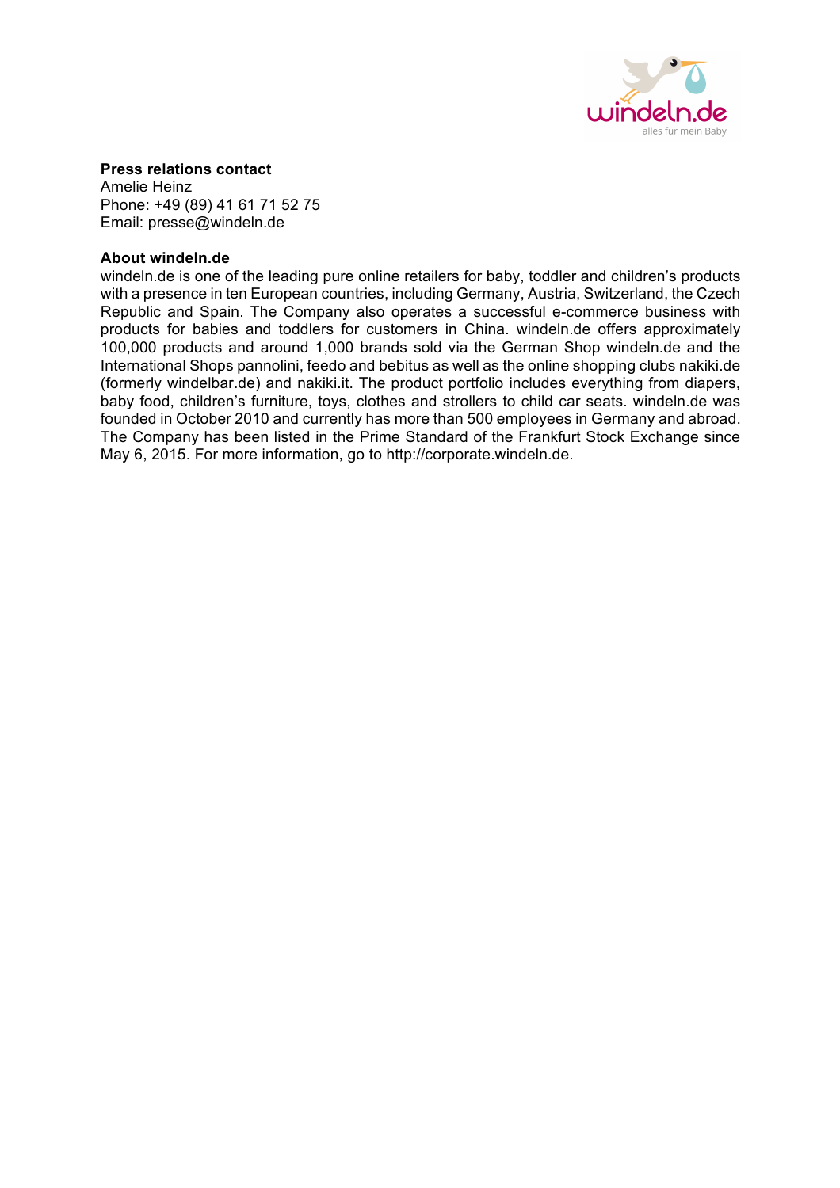**Press relations contact**
Amelie Heinz
Phone: +49 (89) 41 61 71 52 75
Email: presse@windeln.de

**About windeln.de**

windeln.de is one of the leading pure online retailers for baby, toddler and children's products with a presence in ten European countries, including Germany, Austria, Switzerland, the Czech Republic and Spain. The Company also operates a successful e-commerce business with products for babies and toddlers for customers in China. windeln.de offers approximately 100,000 products and around 1,000 brands sold via the German Shop windeln.de and the International Shops pannolini, feedo and bebitus as well as the online shopping clubs nakiki.de (formerly windelbar.de) and nakiki.it. The product portfolio includes everything from diapers, baby food, children's furniture, toys, clothes and strollers to child car seats. windeln.de was founded in October 2010 and currently has more than 500 employees in Germany and abroad. The Company has been listed in the Prime Standard of the Frankfurt Stock Exchange since May 6, 2015. For more information, go to http://corporate.windeln.de.